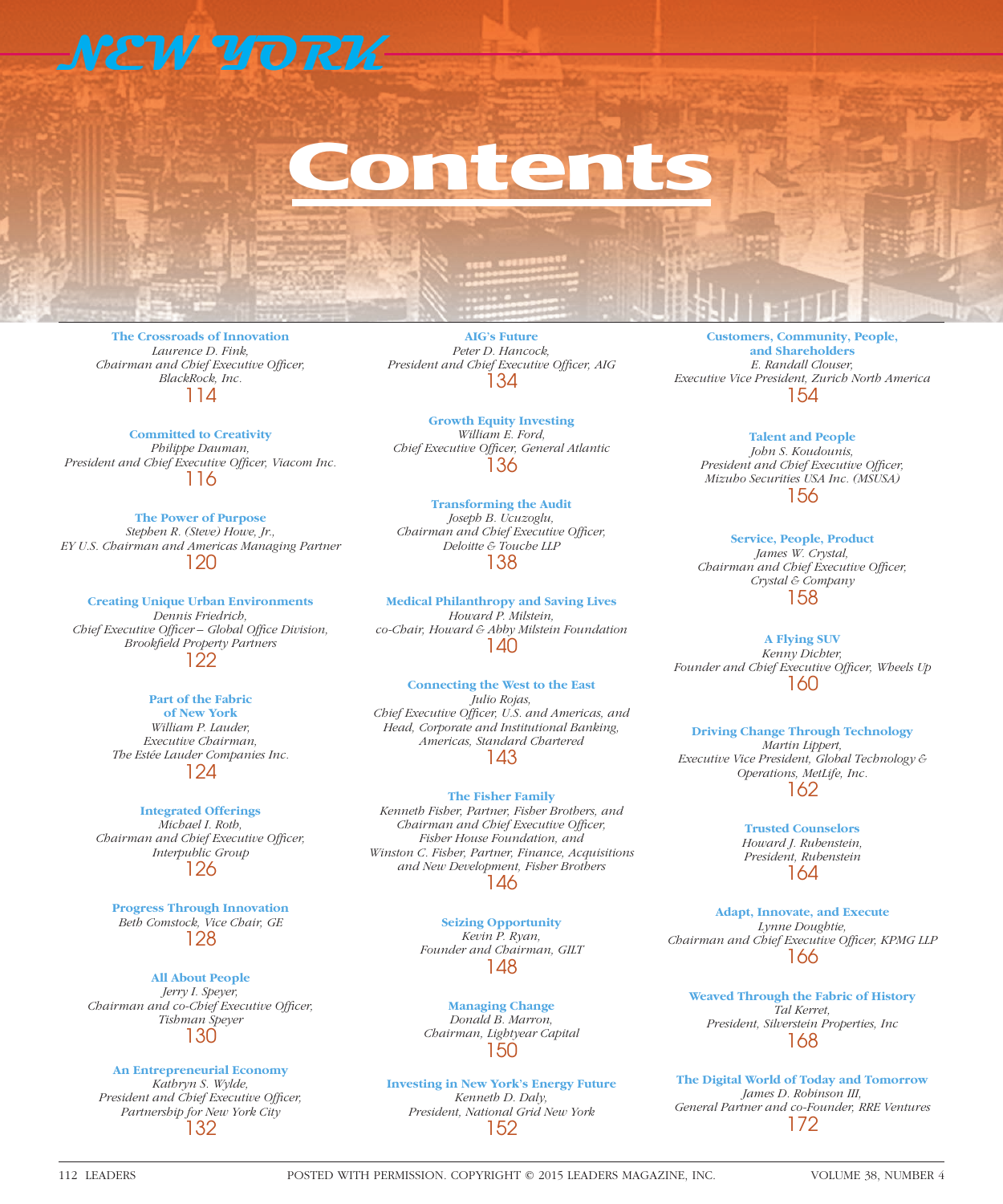# NEW YORK

# Contents

**The Crossroads of Innovation**
*Laurence D. Fink,*
*Chairman and Chief Executive Officer,*
*BlackRock, Inc.*
114

**Committed to Creativity**
*Philippe Dauman,*
*President and Chief Executive Officer, Viacom Inc.*
116

**The Power of Purpose**
*Stephen R. (Steve) Howe, Jr.,*
*EY U.S. Chairman and Americas Managing Partner*
120

**Creating Unique Urban Environments**
*Dennis Friedrich,*
*Chief Executive Officer – Global Office Division,*
*Brookfield Property Partners*
122

**Part of the Fabric of New York**
*William P. Lauder,*
*Executive Chairman,*
*The Estée Lauder Companies Inc.*
124

**Integrated Offerings**
*Michael I. Roth,*
*Chairman and Chief Executive Officer,*
*Interpublic Group*
126

**Progress Through Innovation**
*Beth Comstock, Vice Chair, GE*
128

**All About People**
*Jerry I. Speyer,*
*Chairman and co-Chief Executive Officer,*
*Tishman Speyer*
130

**An Entrepreneurial Economy**
*Kathryn S. Wylde,*
*President and Chief Executive Officer,*
*Partnership for New York City*
132

**AIG's Future**
*Peter D. Hancock,*
*President and Chief Executive Officer, AIG*
134

**Growth Equity Investing**
*William E. Ford,*
*Chief Executive Officer, General Atlantic*
136

**Transforming the Audit**
*Joseph B. Ucuzoglu,*
*Chairman and Chief Executive Officer,*
*Deloitte & Touche LLP*
138

**Medical Philanthropy and Saving Lives**
*Howard P. Milstein,*
*co-Chair, Howard & Abby Milstein Foundation*
140

**Connecting the West to the East**
*Julio Rojas,*
*Chief Executive Officer, U.S. and Americas, and Head, Corporate and Institutional Banking, Americas, Standard Chartered*
143

**The Fisher Family**
*Kenneth Fisher, Partner, Fisher Brothers, and Chairman and Chief Executive Officer, Fisher House Foundation, and Winston C. Fisher, Partner, Finance, Acquisitions and New Development, Fisher Brothers*
146

**Seizing Opportunity**
*Kevin P. Ryan,*
*Founder and Chairman, GILT*
148

**Managing Change**
*Donald B. Marron,*
*Chairman, Lightyear Capital*
150

**Investing in New York's Energy Future**
*Kenneth D. Daly,*
*President, National Grid New York*
152

**Customers, Community, People, and Shareholders**
*E. Randall Clouser,*
*Executive Vice President, Zurich North America*
154

**Talent and People**
*John S. Koudounis,*
*President and Chief Executive Officer,*
*Mizuho Securities USA Inc. (MSUSA)*
156

**Service, People, Product**
*James W. Crystal,*
*Chairman and Chief Executive Officer,*
*Crystal & Company*
158

**A Flying SUV**
*Kenny Dichter,*
*Founder and Chief Executive Officer, Wheels Up*
160

**Driving Change Through Technology**
*Martin Lippert,*
*Executive Vice President, Global Technology & Operations, MetLife, Inc.*
162

**Trusted Counselors**
*Howard J. Rubenstein,*
*President, Rubenstein*
164

**Adapt, Innovate, and Execute**
*Lynne Doughtie,*
*Chairman and Chief Executive Officer, KPMG LLP*
166

**Weaved Through the Fabric of History**
*Tal Kerret,*
*President, Silverstein Properties, Inc*
168

**The Digital World of Today and Tomorrow**
*James D. Robinson III,*
*General Partner and co-Founder, RRE Ventures*
172

POSTED WITH PERMISSION. COPYRIGHT © 2015 LEADERS MAGAZINE, INC.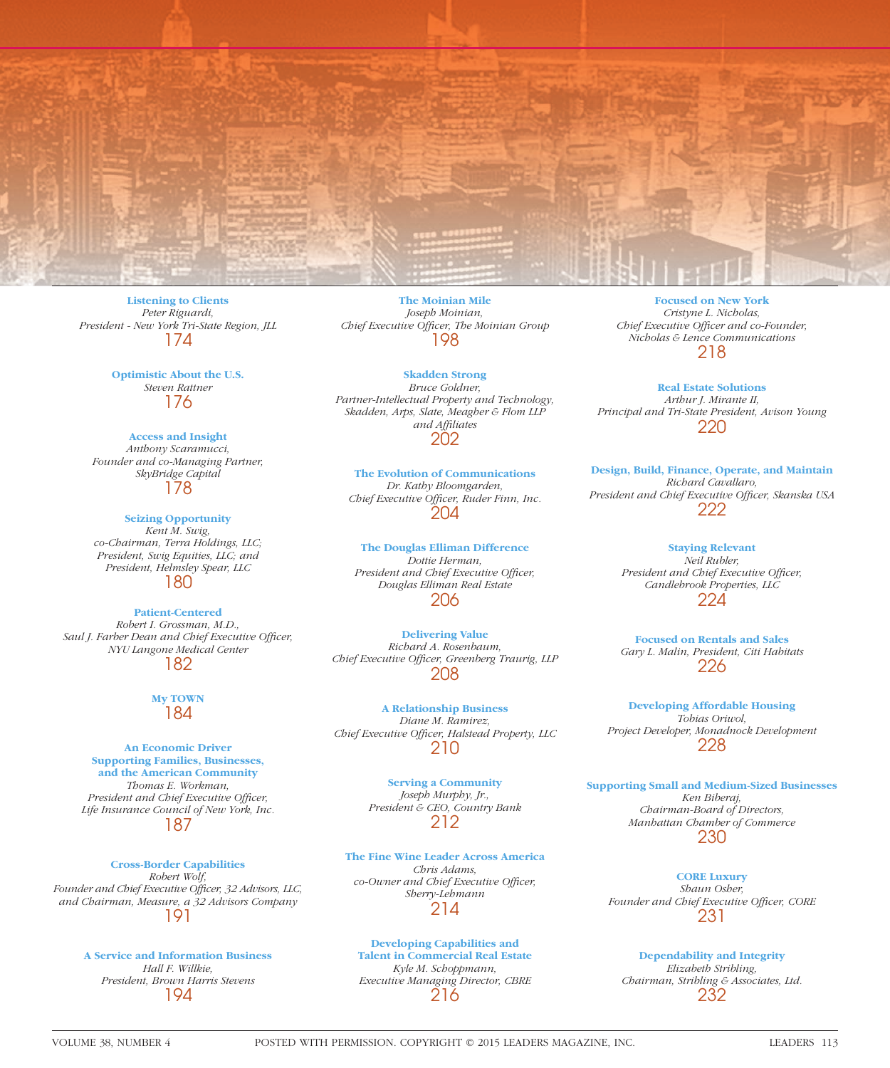**Listening to Clients**
*Peter Riguardi,*
*President - New York Tri-State Region, JLL*
174

**Optimistic About the U.S.**
*Steven Rattner*
176

**Access and Insight**
*Anthony Scaramucci,*
*Founder and co-Managing Partner,*
*SkyBridge Capital*
178

**Seizing Opportunity**
*Kent M. Swig,*
*co-Chairman, Terra Holdings, LLC;*
*President, Swig Equities, LLC; and*
*President, Helmsley Spear, LLC*
180

**Patient-Centered**
*Robert I. Grossman, M.D.,*
*Saul J. Farber Dean and Chief Executive Officer,*
*NYU Langone Medical Center*
182

**My TOWN**
184

**An Economic Driver**
**Supporting Families, Businesses, and the American Community**
*Thomas E. Workman,*
*President and Chief Executive Officer,*
*Life Insurance Council of New York, Inc.*
187

**Cross-Border Capabilities**
*Robert Wolf,*
*Founder and Chief Executive Officer, 32 Advisors, LLC,*
*and Chairman, Measure, a 32 Advisors Company*
191

**A Service and Information Business**
*Hall F. Willkie,*
*President, Brown Harris Stevens*
194

**The Moinian Mile**
*Joseph Moinian,*
*Chief Executive Officer, The Moinian Group*
198

**Skadden Strong**
*Bruce Goldner,*
*Partner-Intellectual Property and Technology,*
*Skadden, Arps, Slate, Meagher & Flom LLP*
*and Affiliates*
202

**The Evolution of Communications**
*Dr. Kathy Bloomgarden,*
*Chief Executive Officer, Ruder Finn, Inc.*
204

**The Douglas Elliman Difference**
*Dottie Herman,*
*President and Chief Executive Officer,*
*Douglas Elliman Real Estate*
206

**Delivering Value**
*Richard A. Rosenbaum,*
*Chief Executive Officer, Greenberg Traurig, LLP*
208

**A Relationship Business**
*Diane M. Ramirez,*
*Chief Executive Officer, Halstead Property, LLC*
210

**Serving a Community**
*Joseph Murphy, Jr.,*
*President & CEO, Country Bank*
212

**The Fine Wine Leader Across America**
*Chris Adams,*
*co-Owner and Chief Executive Officer,*
*Sherry-Lehmann*
214

**Developing Capabilities and Talent in Commercial Real Estate**
*Kyle M. Schoppmann,*
*Executive Managing Director, CBRE*
216

**Focused on New York**
*Cristyne L. Nicholas,*
*Chief Executive Officer and co-Founder,*
*Nicholas & Lence Communications*
218

**Real Estate Solutions**
*Arthur J. Mirante II,*
*Principal and Tri-State President, Avison Young*
220

**Design, Build, Finance, Operate, and Maintain**
*Richard Cavallaro,*
*President and Chief Executive Officer, Skanska USA*
222

**Staying Relevant**
*Neil Rubler,*
*President and Chief Executive Officer,*
*Candlebrook Properties, LLC*
224

**Focused on Rentals and Sales**
*Gary L. Malin, President, Citi Habitats*
226

**Developing Affordable Housing**
*Tobias Oriwol,*
*Project Developer, Monadnock Development*
228

**Supporting Small and Medium-Sized Businesses**
*Ken Biberaj,*
*Chairman-Board of Directors,*
*Manhattan Chamber of Commerce*
230

**CORE Luxury**
*Shaun Osher,*
*Founder and Chief Executive Officer, CORE*
231

**Dependability and Integrity**
*Elizabeth Stribling,*
*Chairman, Stribling & Associates, Ltd.*
232

POSTED WITH PERMISSION. COPYRIGHT © 2015 LEADERS MAGAZINE, INC.